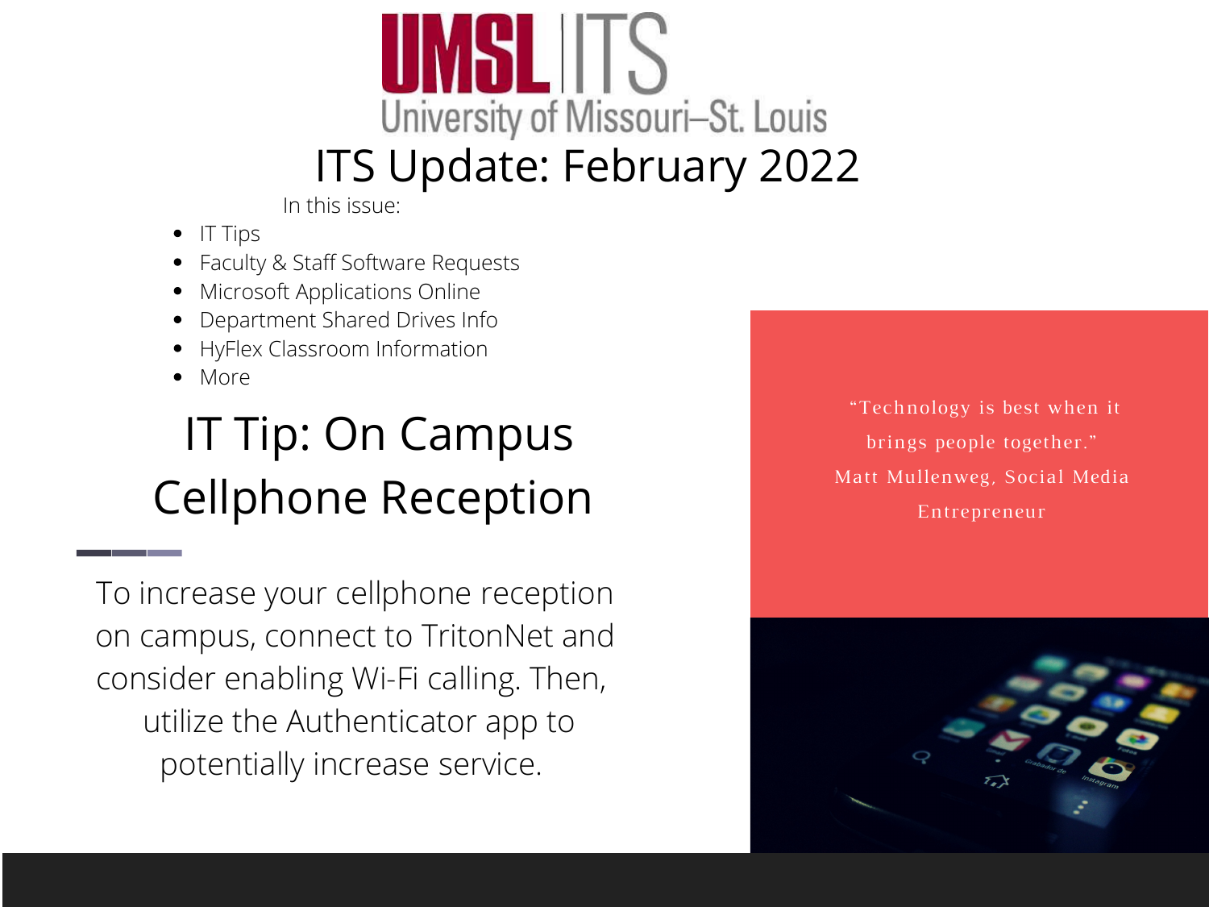UMSL | ITS
University of Missouri–St. Louis

# ITS Update: February 2022

In this issue:

- IT Tips
- Faculty & Staff Software Requests
- Microsoft Applications Online
- Department Shared Drives Info
- HyFlex Classroom Information
- More

## IT Tip: On Campus Cellphone Reception

To increase your cellphone reception on campus, connect to TritonNet and consider enabling Wi-Fi calling. Then, utilize the Authenticator app to potentially increase service.

"Technology is best when it brings people together."
Matt Mullenweg, Social Media Entrepreneur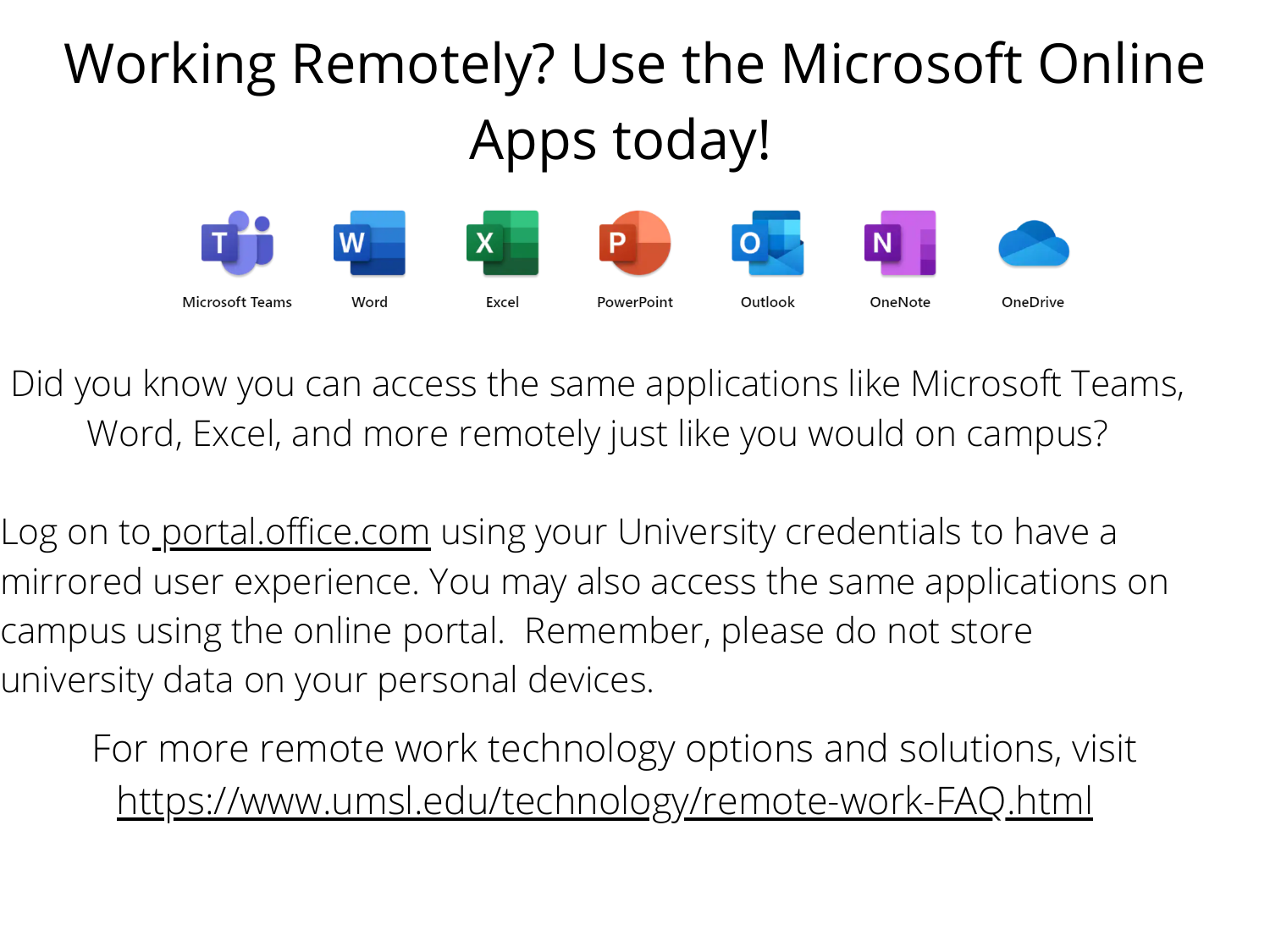# Working Remotely? Use the Microsoft Online Apps today!

Microsoft Teams Word Excel PowerPoint Outlook OneNote OneDrive

Did you know you can access the same applications like Microsoft Teams, Word, Excel, and more remotely just like you would on campus?

Log on to portal.office.com using your University credentials to have a mirrored user experience. You may also access the same applications on campus using the online portal. Remember, please do not store university data on your personal devices.

For more remote work technology options and solutions, visit https://www.umsl.edu/technology/remote-work-FAQ.html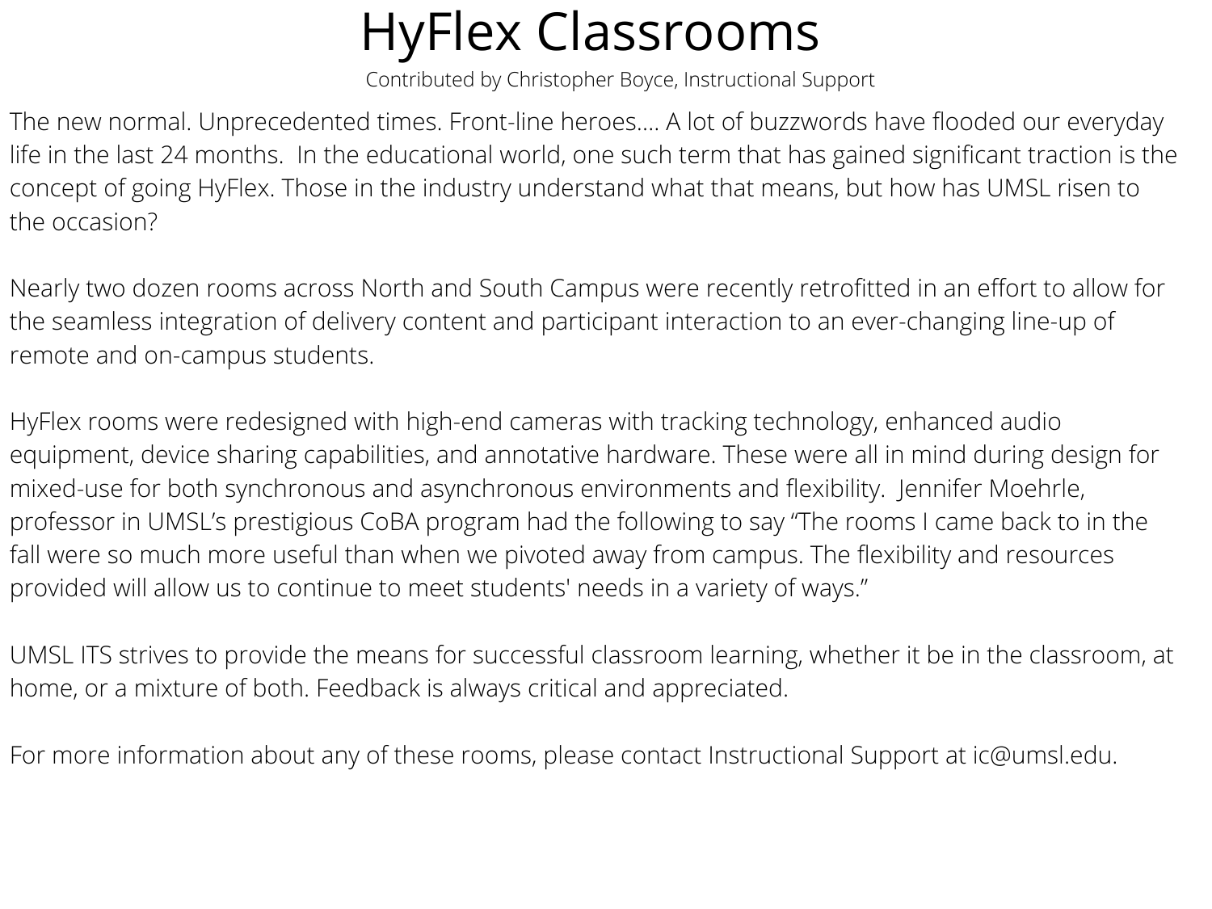# HyFlex Classrooms

Contributed by Christopher Boyce, Instructional Support

The new normal. Unprecedented times. Front-line heroes.... A lot of buzzwords have flooded our everyday life in the last 24 months. In the educational world, one such term that has gained significant traction is the concept of going HyFlex. Those in the industry understand what that means, but how has UMSL risen to the occasion?

Nearly two dozen rooms across North and South Campus were recently retrofitted in an effort to allow for the seamless integration of delivery content and participant interaction to an ever-changing line-up of remote and on-campus students.

HyFlex rooms were redesigned with high-end cameras with tracking technology, enhanced audio equipment, device sharing capabilities, and annotative hardware. These were all in mind during design for mixed-use for both synchronous and asynchronous environments and flexibility. Jennifer Moehrle, professor in UMSL's prestigious CoBA program had the following to say "The rooms I came back to in the fall were so much more useful than when we pivoted away from campus. The flexibility and resources provided will allow us to continue to meet students' needs in a variety of ways."

UMSL ITS strives to provide the means for successful classroom learning, whether it be in the classroom, at home, or a mixture of both. Feedback is always critical and appreciated.

For more information about any of these rooms, please contact Instructional Support at ic@umsl.edu.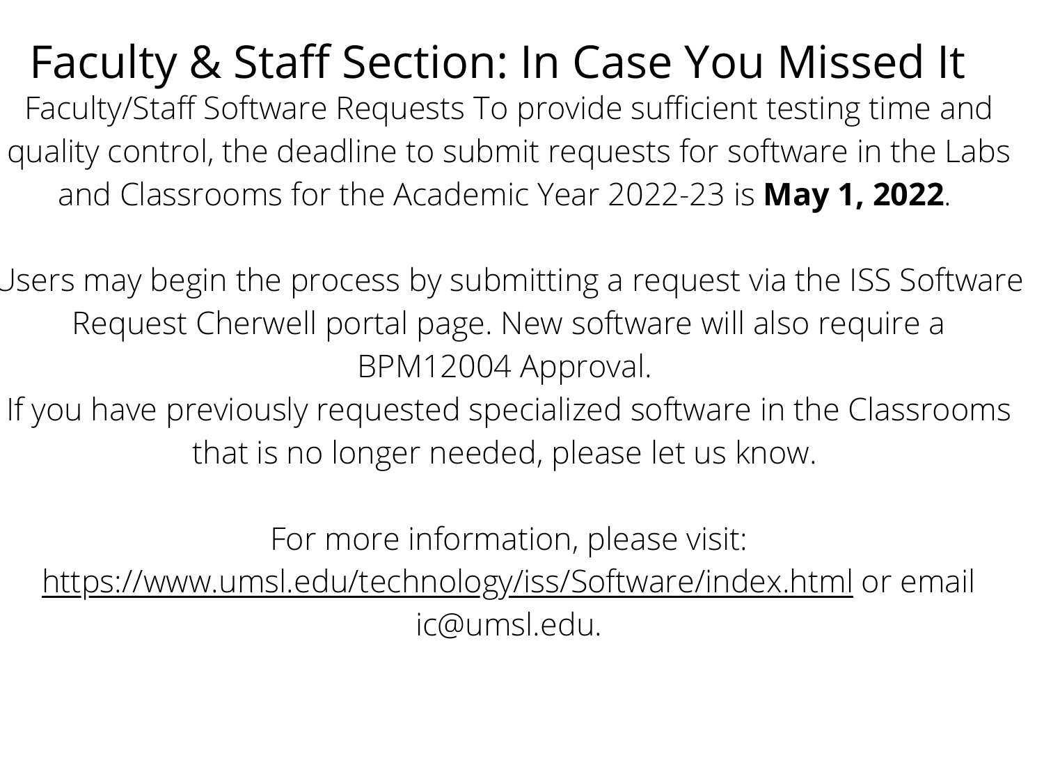# Faculty & Staff Section: In Case You Missed It

Faculty/Staff Software Requests To provide sufficient testing time and quality control, the deadline to submit requests for software in the Labs and Classrooms for the Academic Year 2022-23 is **May 1, 2022**.

Users may begin the process by submitting a request via the ISS Software Request Cherwell portal page. New software will also require a BPM12004 Approval.

If you have previously requested specialized software in the Classrooms that is no longer needed, please let us know.

For more information, please visit: https://www.umsl.edu/technology/iss/Software/index.html or email ic@umsl.edu.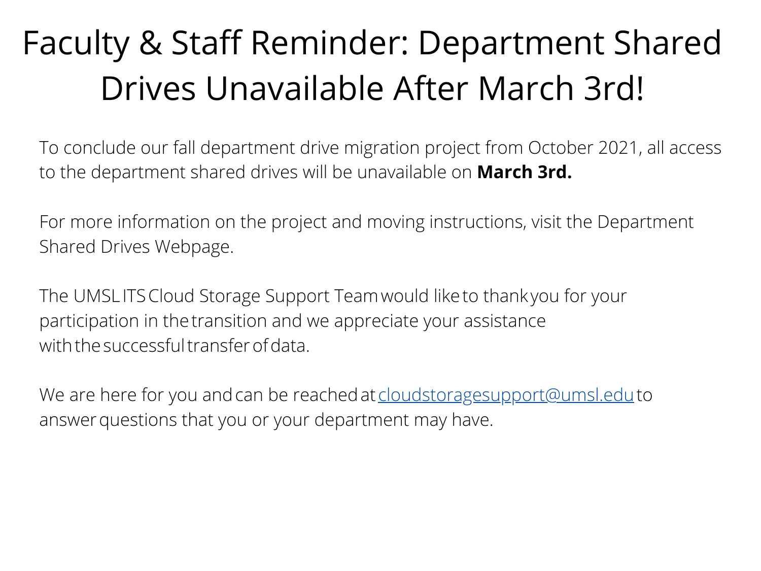# Faculty & Staff Reminder: Department Shared Drives Unavailable After March 3rd!

To conclude our fall department drive migration project from October 2021, all access to the department shared drives will be unavailable on **March 3rd.**

For more information on the project and moving instructions, visit the Department Shared Drives Webpage.

The UMSL ITS Cloud Storage Support Team would like to thank you for your participation in the transition and we appreciate your assistance with the successful transfer of data.

We are here for you and can be reached at [cloudstoragesupport@umsl.edu](mailto:cloudstoragesupport@umsl.edu) to answer questions that you or your department may have.